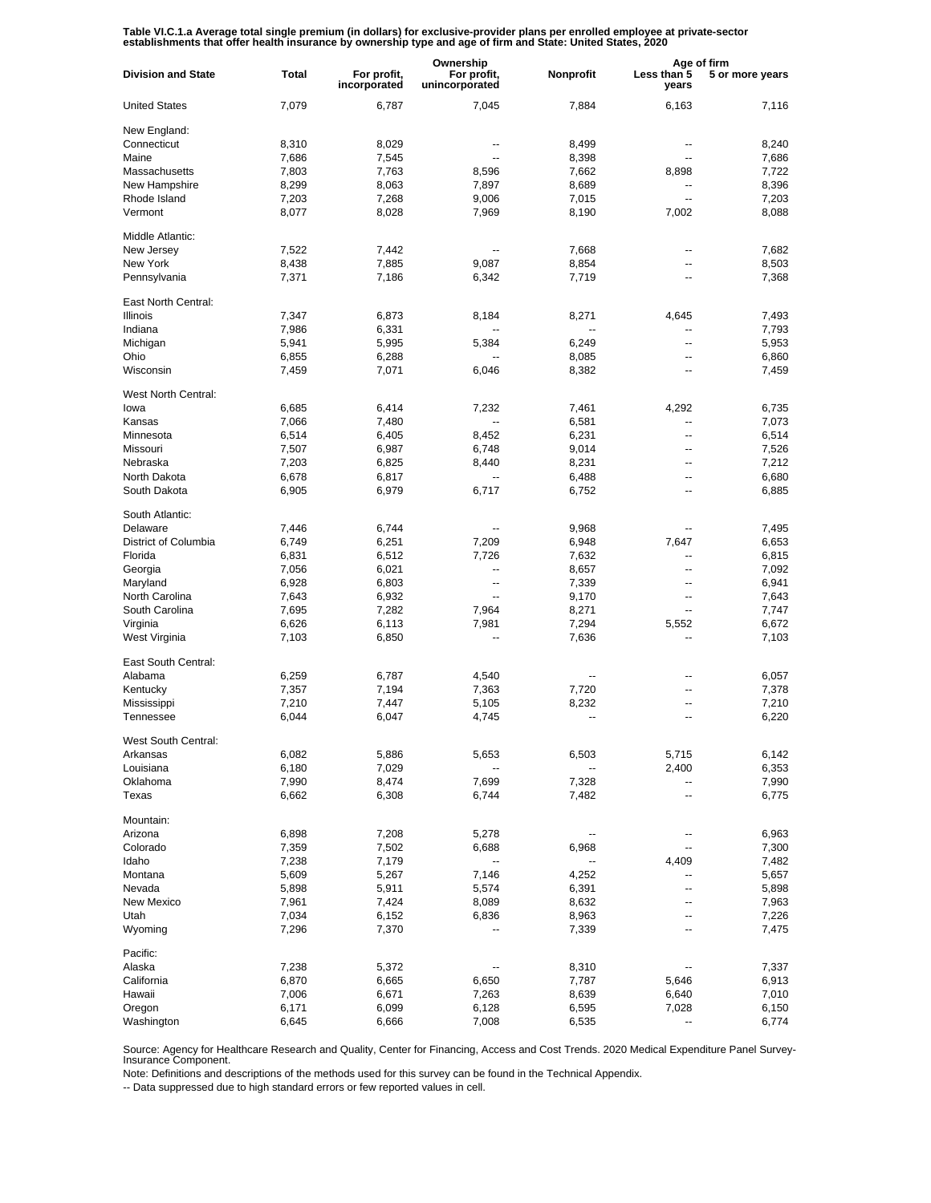**Table VI.C.1.a Average total single premium (in dollars) for exclusive-provider plans per enrolled employee at private-sector establishments that offer health insurance by ownership type and age of firm and State: United States, 2020**

| Division and State | Total | Ownership | | | Age of firm | |
|---|---|---|---|---|---|---|
| | | For profit, incorporated | For profit, unincorporated | Nonprofit | Less than 5 years | 5 or more years |
| United States | 7,079 | 6,787 | 7,045 | 7,884 | 6,163 | 7,116 |
| New England: | | | | | | |
| Connecticut | 8,310 | 8,029 | -- | 8,499 | -- | 8,240 |
| Maine | 7,686 | 7,545 | -- | 8,398 | -- | 7,686 |
| Massachusetts | 7,803 | 7,763 | 8,596 | 7,662 | 8,898 | 7,722 |
| New Hampshire | 8,299 | 8,063 | 7,897 | 8,689 | -- | 8,396 |
| Rhode Island | 7,203 | 7,268 | 9,006 | 7,015 | -- | 7,203 |
| Vermont | 8,077 | 8,028 | 7,969 | 8,190 | 7,002 | 8,088 |
| Middle Atlantic: | | | | | | |
| New Jersey | 7,522 | 7,442 | -- | 7,668 | -- | 7,682 |
| New York | 8,438 | 7,885 | 9,087 | 8,854 | -- | 8,503 |
| Pennsylvania | 7,371 | 7,186 | 6,342 | 7,719 | -- | 7,368 |
| East North Central: | | | | | | |
| Illinois | 7,347 | 6,873 | 8,184 | 8,271 | 4,645 | 7,493 |
| Indiana | 7,986 | 6,331 | -- | -- | -- | 7,793 |
| Michigan | 5,941 | 5,995 | 5,384 | 6,249 | -- | 5,953 |
| Ohio | 6,855 | 6,288 | -- | 8,085 | -- | 6,860 |
| Wisconsin | 7,459 | 7,071 | 6,046 | 8,382 | -- | 7,459 |
| West North Central: | | | | | | |
| Iowa | 6,685 | 6,414 | 7,232 | 7,461 | 4,292 | 6,735 |
| Kansas | 7,066 | 7,480 | -- | 6,581 | -- | 7,073 |
| Minnesota | 6,514 | 6,405 | 8,452 | 6,231 | -- | 6,514 |
| Missouri | 7,507 | 6,987 | 6,748 | 9,014 | -- | 7,526 |
| Nebraska | 7,203 | 6,825 | 8,440 | 8,231 | -- | 7,212 |
| North Dakota | 6,678 | 6,817 | -- | 6,488 | -- | 6,680 |
| South Dakota | 6,905 | 6,979 | 6,717 | 6,752 | -- | 6,885 |
| South Atlantic: | | | | | | |
| Delaware | 7,446 | 6,744 | -- | 9,968 | -- | 7,495 |
| District of Columbia | 6,749 | 6,251 | 7,209 | 6,948 | 7,647 | 6,653 |
| Florida | 6,831 | 6,512 | 7,726 | 7,632 | -- | 6,815 |
| Georgia | 7,056 | 6,021 | -- | 8,657 | -- | 7,092 |
| Maryland | 6,928 | 6,803 | -- | 7,339 | -- | 6,941 |
| North Carolina | 7,643 | 6,932 | -- | 9,170 | -- | 7,643 |
| South Carolina | 7,695 | 7,282 | 7,964 | 8,271 | -- | 7,747 |
| Virginia | 6,626 | 6,113 | 7,981 | 7,294 | 5,552 | 6,672 |
| West Virginia | 7,103 | 6,850 | -- | 7,636 | -- | 7,103 |
| East South Central: | | | | | | |
| Alabama | 6,259 | 6,787 | 4,540 | -- | -- | 6,057 |
| Kentucky | 7,357 | 7,194 | 7,363 | 7,720 | -- | 7,378 |
| Mississippi | 7,210 | 7,447 | 5,105 | 8,232 | -- | 7,210 |
| Tennessee | 6,044 | 6,047 | 4,745 | -- | -- | 6,220 |
| West South Central: | | | | | | |
| Arkansas | 6,082 | 5,886 | 5,653 | 6,503 | 5,715 | 6,142 |
| Louisiana | 6,180 | 7,029 | -- | -- | 2,400 | 6,353 |
| Oklahoma | 7,990 | 8,474 | 7,699 | 7,328 | -- | 7,990 |
| Texas | 6,662 | 6,308 | 6,744 | 7,482 | -- | 6,775 |
| Mountain: | | | | | | |
| Arizona | 6,898 | 7,208 | 5,278 | -- | -- | 6,963 |
| Colorado | 7,359 | 7,502 | 6,688 | 6,968 | -- | 7,300 |
| Idaho | 7,238 | 7,179 | -- | -- | 4,409 | 7,482 |
| Montana | 5,609 | 5,267 | 7,146 | 4,252 | -- | 5,657 |
| Nevada | 5,898 | 5,911 | 5,574 | 6,391 | -- | 5,898 |
| New Mexico | 7,961 | 7,424 | 8,089 | 8,632 | -- | 7,963 |
| Utah | 7,034 | 6,152 | 6,836 | 8,963 | -- | 7,226 |
| Wyoming | 7,296 | 7,370 | -- | 7,339 | -- | 7,475 |
| Pacific: | | | | | | |
| Alaska | 7,238 | 5,372 | -- | 8,310 | -- | 7,337 |
| California | 6,870 | 6,665 | 6,650 | 7,787 | 5,646 | 6,913 |
| Hawaii | 7,006 | 6,671 | 7,263 | 8,639 | 6,640 | 7,010 |
| Oregon | 6,171 | 6,099 | 6,128 | 6,595 | 7,028 | 6,150 |
| Washington | 6,645 | 6,666 | 7,008 | 6,535 | -- | 6,774 |

Source: Agency for Healthcare Research and Quality, Center for Financing, Access and Cost Trends. 2020 Medical Expenditure Panel Survey-Insurance Component.

Note: Definitions and descriptions of the methods used for this survey can be found in the Technical Appendix.

-- Data suppressed due to high standard errors or few reported values in cell.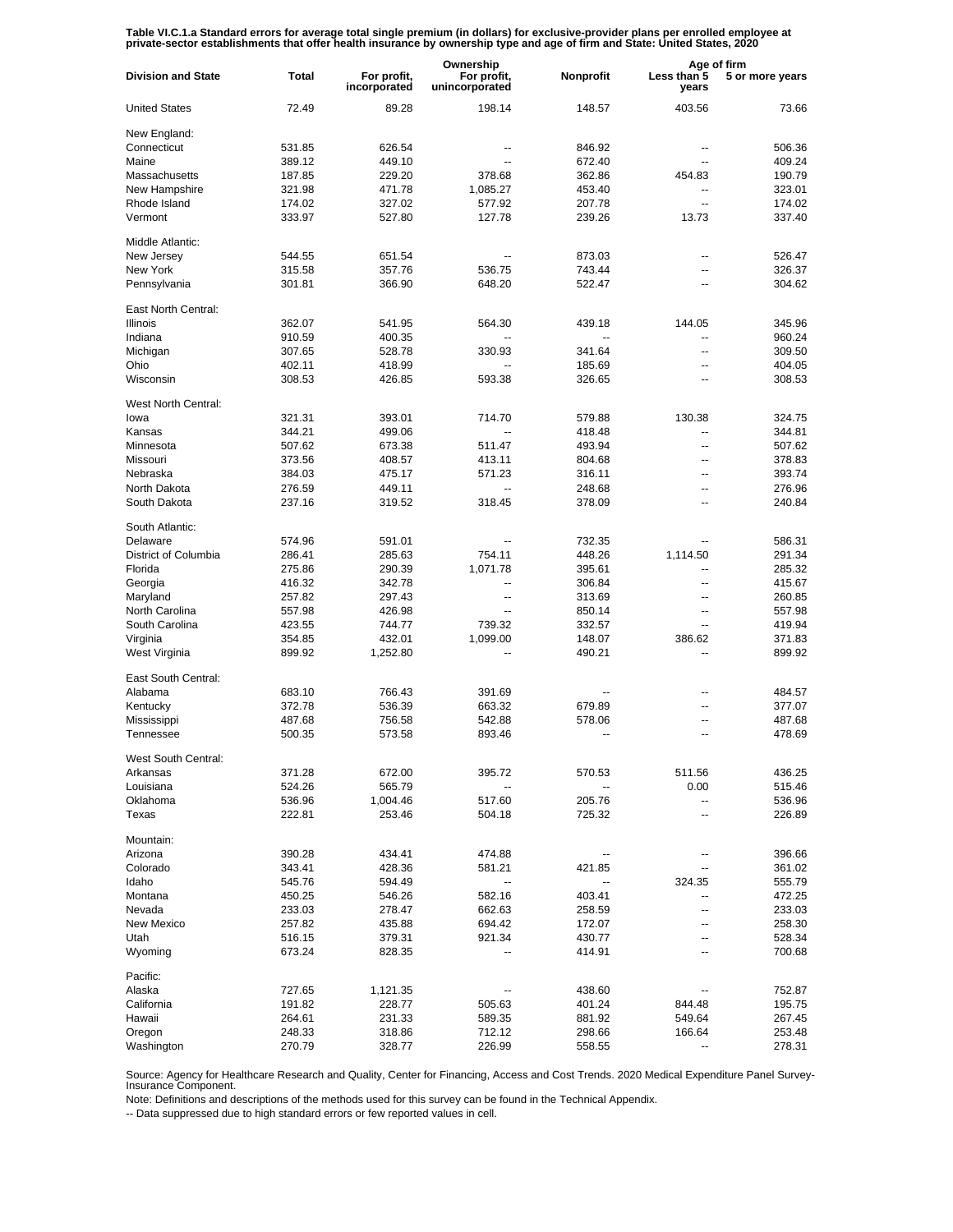**Table VI.C.1.a Standard errors for average total single premium (in dollars) for exclusive-provider plans per enrolled employee at private-sector establishments that offer health insurance by ownership type and age of firm and State: United States, 2020**

| Division and State | Total | Ownership | | | Age of firm | |
|---|---|---|---|---|---|---|
| | | For profit, incorporated | For profit, unincorporated | Nonprofit | Less than 5 years | 5 or more years |
| United States | 72.49 | 89.28 | 198.14 | 148.57 | 403.56 | 73.66 |
| New England: | | | | | | |
| Connecticut | 531.85 | 626.54 | -- | 846.92 | -- | 506.36 |
| Maine | 389.12 | 449.10 | -- | 672.40 | -- | 409.24 |
| Massachusetts | 187.85 | 229.20 | 378.68 | 362.86 | 454.83 | 190.79 |
| New Hampshire | 321.98 | 471.78 | 1,085.27 | 453.40 | -- | 323.01 |
| Rhode Island | 174.02 | 327.02 | 577.92 | 207.78 | -- | 174.02 |
| Vermont | 333.97 | 527.80 | 127.78 | 239.26 | 13.73 | 337.40 |
| Middle Atlantic: | | | | | | |
| New Jersey | 544.55 | 651.54 | -- | 873.03 | -- | 526.47 |
| New York | 315.58 | 357.76 | 536.75 | 743.44 | -- | 326.37 |
| Pennsylvania | 301.81 | 366.90 | 648.20 | 522.47 | -- | 304.62 |
| East North Central: | | | | | | |
| Illinois | 362.07 | 541.95 | 564.30 | 439.18 | 144.05 | 345.96 |
| Indiana | 910.59 | 400.35 | -- | -- | -- | 960.24 |
| Michigan | 307.65 | 528.78 | 330.93 | 341.64 | -- | 309.50 |
| Ohio | 402.11 | 418.99 | -- | 185.69 | -- | 404.05 |
| Wisconsin | 308.53 | 426.85 | 593.38 | 326.65 | -- | 308.53 |
| West North Central: | | | | | | |
| Iowa | 321.31 | 393.01 | 714.70 | 579.88 | 130.38 | 324.75 |
| Kansas | 344.21 | 499.06 | -- | 418.48 | -- | 344.81 |
| Minnesota | 507.62 | 673.38 | 511.47 | 493.94 | -- | 507.62 |
| Missouri | 373.56 | 408.57 | 413.11 | 804.68 | -- | 378.83 |
| Nebraska | 384.03 | 475.17 | 571.23 | 316.11 | -- | 393.74 |
| North Dakota | 276.59 | 449.11 | -- | 248.68 | -- | 276.96 |
| South Dakota | 237.16 | 319.52 | 318.45 | 378.09 | -- | 240.84 |
| South Atlantic: | | | | | | |
| Delaware | 574.96 | 591.01 | -- | 732.35 | -- | 586.31 |
| District of Columbia | 286.41 | 285.63 | 754.11 | 448.26 | 1,114.50 | 291.34 |
| Florida | 275.86 | 290.39 | 1,071.78 | 395.61 | -- | 285.32 |
| Georgia | 416.32 | 342.78 | -- | 306.84 | -- | 415.67 |
| Maryland | 257.82 | 297.43 | -- | 313.69 | -- | 260.85 |
| North Carolina | 557.98 | 426.98 | -- | 850.14 | -- | 557.98 |
| South Carolina | 423.55 | 744.77 | 739.32 | 332.57 | -- | 419.94 |
| Virginia | 354.85 | 432.01 | 1,099.00 | 148.07 | 386.62 | 371.83 |
| West Virginia | 899.92 | 1,252.80 | -- | 490.21 | -- | 899.92 |
| East South Central: | | | | | | |
| Alabama | 683.10 | 766.43 | 391.69 | -- | -- | 484.57 |
| Kentucky | 372.78 | 536.39 | 663.32 | 679.89 | -- | 377.07 |
| Mississippi | 487.68 | 756.58 | 542.88 | 578.06 | -- | 487.68 |
| Tennessee | 500.35 | 573.58 | 893.46 | -- | -- | 478.69 |
| West South Central: | | | | | | |
| Arkansas | 371.28 | 672.00 | 395.72 | 570.53 | 511.56 | 436.25 |
| Louisiana | 524.26 | 565.79 | -- | -- | 0.00 | 515.46 |
| Oklahoma | 536.96 | 1,004.46 | 517.60 | 205.76 | -- | 536.96 |
| Texas | 222.81 | 253.46 | 504.18 | 725.32 | -- | 226.89 |
| Mountain: | | | | | | |
| Arizona | 390.28 | 434.41 | 474.88 | -- | -- | 396.66 |
| Colorado | 343.41 | 428.36 | 581.21 | 421.85 | -- | 361.02 |
| Idaho | 545.76 | 594.49 | -- | -- | 324.35 | 555.79 |
| Montana | 450.25 | 546.26 | 582.16 | 403.41 | -- | 472.25 |
| Nevada | 233.03 | 278.47 | 662.63 | 258.59 | -- | 233.03 |
| New Mexico | 257.82 | 435.88 | 694.42 | 172.07 | -- | 258.30 |
| Utah | 516.15 | 379.31 | 921.34 | 430.77 | -- | 528.34 |
| Wyoming | 673.24 | 828.35 | -- | 414.91 | -- | 700.68 |
| Pacific: | | | | | | |
| Alaska | 727.65 | 1,121.35 | -- | 438.60 | -- | 752.87 |
| California | 191.82 | 228.77 | 505.63 | 401.24 | 844.48 | 195.75 |
| Hawaii | 264.61 | 231.33 | 589.35 | 881.92 | 549.64 | 267.45 |
| Oregon | 248.33 | 318.86 | 712.12 | 298.66 | 166.64 | 253.48 |
| Washington | 270.79 | 328.77 | 226.99 | 558.55 | -- | 278.31 |

Source: Agency for Healthcare Research and Quality, Center for Financing, Access and Cost Trends. 2020 Medical Expenditure Panel Survey-Insurance Component.

Note: Definitions and descriptions of the methods used for this survey can be found in the Technical Appendix.

-- Data suppressed due to high standard errors or few reported values in cell.